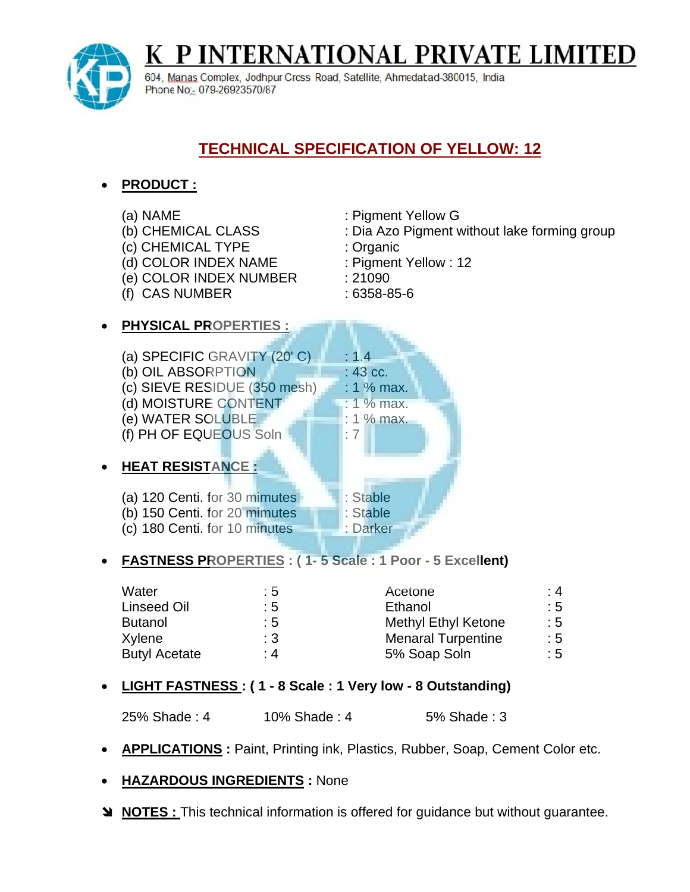# K P INTERNATIONAL PRIVATE LIMITED

604, Manas Complex, Jodhpur Cross Road, Satellite, Ahmedabad-380015, India
Phone No:- 079-26923570/87

## TECHNICAL SPECIFICATION OF YELLOW: 12

- **PRODUCT :**

| | |
|---|---|
| (a) NAME | : Pigment Yellow G |
| (b) CHEMICAL CLASS | : Dia Azo Pigment without lake forming group |
| (c) CHEMICAL TYPE | : Organic |
| (d) COLOR INDEX NAME | : Pigment Yellow : 12 |
| (e) COLOR INDEX NUMBER | : 21090 |
| (f) CAS NUMBER | : 6358-85-6 |

- **PHYSICAL PROPERTIES :**

| | |
|---|---|
| (a) SPECIFIC GRAVITY (20' C) | : 1.4 |
| (b) OIL ABSORPTION | : 43 cc. |
| (c) SIEVE RESIDUE (350 mesh) | : 1 % max. |
| (d) MOISTURE CONTENT | : 1 % max. |
| (e) WATER SOLUBLE | : 1 % max. |
| (f) PH OF EQUEOUS Soln | : 7 |

- **HEAT RESISTANCE :**

| | |
|---|---|
| (a) 120 Centi. for 30 mimutes | : Stable |
| (b) 150 Centi. for 20 mimutes | : Stable |
| (c) 180 Centi. for 10 minutes | : Darker |

- **FASTNESS PROPERTIES : ( 1- 5 Scale : 1 Poor - 5 Excellent)**

| | | | |
|---|---|---|---|
| Water | : 5 | Acetone | : 4 |
| Linseed Oil | : 5 | Ethanol | : 5 |
| Butanol | : 5 | Methyl Ethyl Ketone | : 5 |
| Xylene | : 3 | Menaral Turpentine | : 5 |
| Butyl Acetate | : 4 | 5% Soap Soln | : 5 |

- **LIGHT FASTNESS : ( 1 - 8 Scale : 1 Very low - 8 Outstanding)**

  25% Shade : 4 &nbsp;&nbsp;&nbsp; 10% Shade : 4 &nbsp;&nbsp;&nbsp; 5% Shade : 3

- **APPLICATIONS :** Paint, Printing ink, Plastics, Rubber, Soap, Cement Color etc.

- **HAZARDOUS INGREDIENTS :** None

➘ **NOTES :** This technical information is offered for guidance but without guarantee.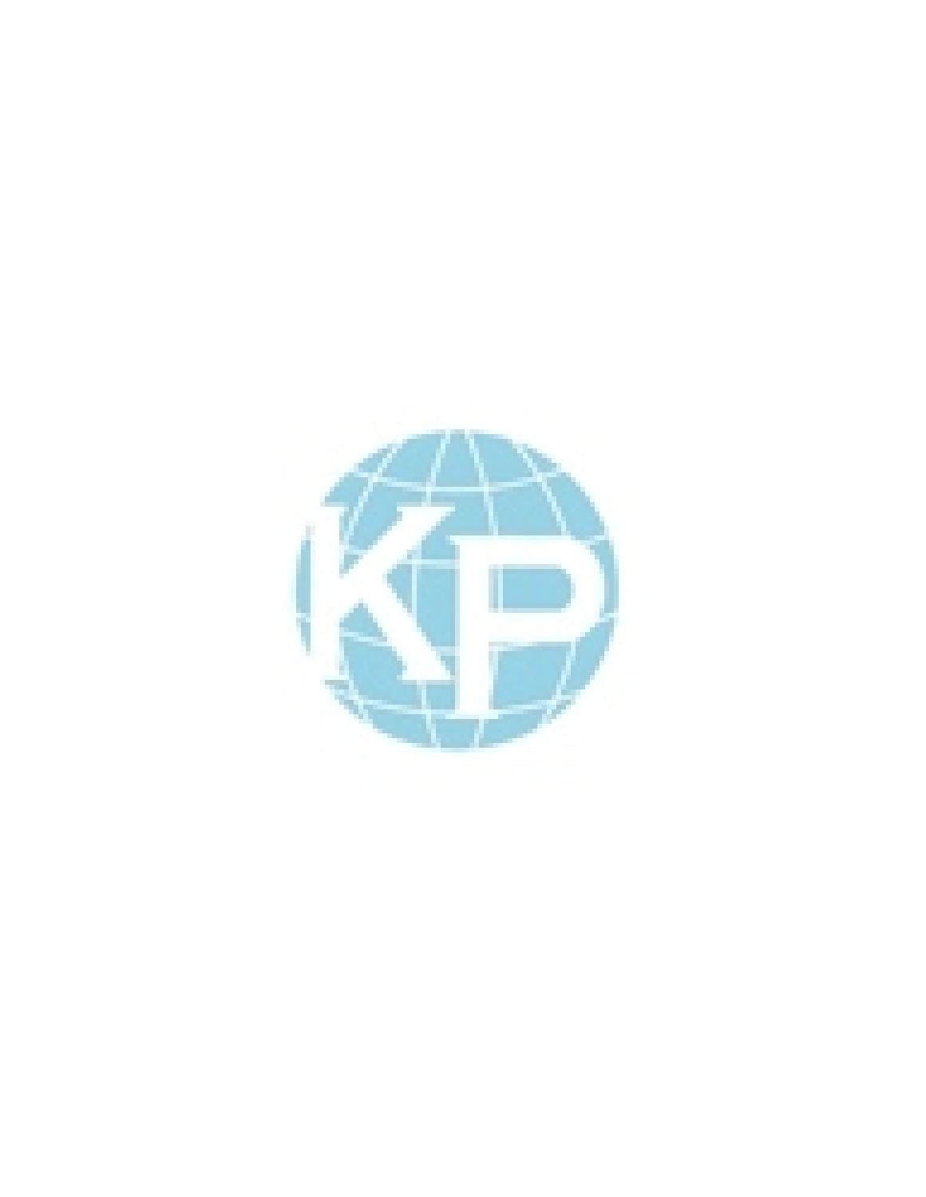KP